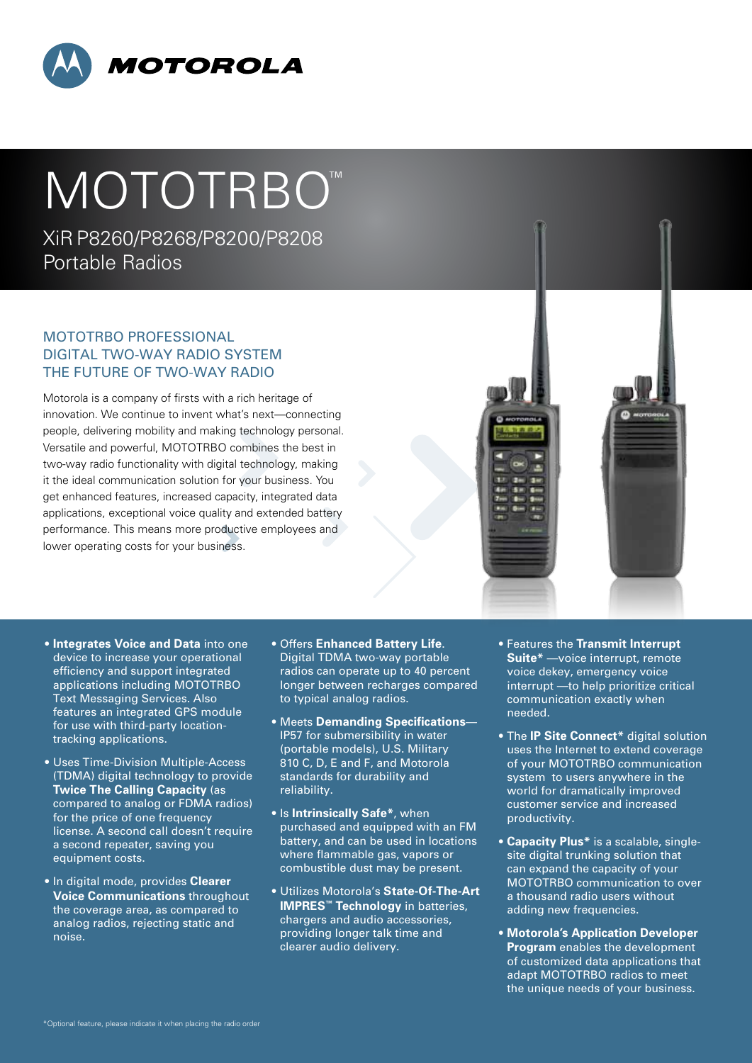MOTOROLA

# MOTOTRBO™

XiR P8260/P8268/P8200/P8208
Portable Radios

## MOTOTRBO PROFESSIONAL DIGITAL TWO-WAY RADIO SYSTEM THE FUTURE OF TWO-WAY RADIO

Motorola is a company of firsts with a rich heritage of innovation. We continue to invent what's next—connecting people, delivering mobility and making technology personal. Versatile and powerful, MOTOTRBO combines the best in two-way radio functionality with digital technology, making it the ideal communication solution for your business. You get enhanced features, increased capacity, integrated data applications, exceptional voice quality and extended battery performance. This means more productive employees and lower operating costs for your business.

- **Integrates Voice and Data** into one device to increase your operational efficiency and support integrated applications including MOTOTRBO Text Messaging Services. Also features an integrated GPS module for use with third-party location-tracking applications.
- Uses Time-Division Multiple-Access (TDMA) digital technology to provide **Twice The Calling Capacity** (as compared to analog or FDMA radios) for the price of one frequency license. A second call doesn't require a second repeater, saving you equipment costs.
- In digital mode, provides **Clearer Voice Communications** throughout the coverage area, as compared to analog radios, rejecting static and noise.
- Offers **Enhanced Battery Life**. Digital TDMA two-way portable radios can operate up to 40 percent longer between recharges compared to typical analog radios.
- Meets **Demanding Specifications**—IP57 for submersibility in water (portable models), U.S. Military 810 C, D, E and F, and Motorola standards for durability and reliability.
- Is **Intrinsically Safe***, when purchased and equipped with an FM battery, and can be used in locations where flammable gas, vapors or combustible dust may be present.
- Utilizes Motorola's **State-Of-The-Art IMPRES™ Technology** in batteries, chargers and audio accessories, providing longer talk time and clearer audio delivery.
- Features the **Transmit Interrupt Suite*** —voice interrupt, remote voice dekey, emergency voice interrupt —to help prioritize critical communication exactly when needed.
- The **IP Site Connect*** digital solution uses the Internet to extend coverage of your MOTOTRBO communication system to users anywhere in the world for dramatically improved customer service and increased productivity.
- **Capacity Plus*** is a scalable, single-site digital trunking solution that can expand the capacity of your MOTOTRBO communication to over a thousand radio users without adding new frequencies.
- **Motorola's Application Developer Program** enables the development of customized data applications that adapt MOTOTRBO radios to meet the unique needs of your business.

*Optional feature, please indicate it when placing the radio order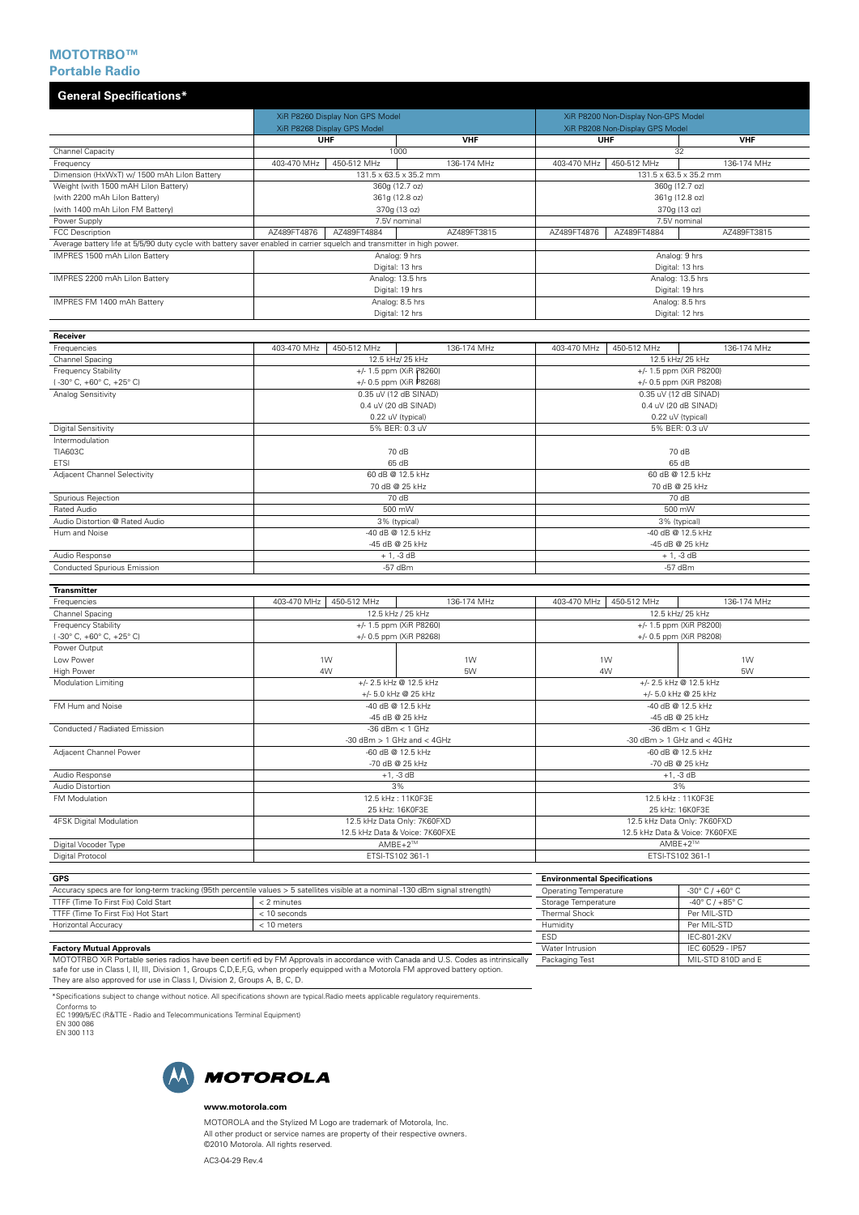# MOTOTRBO™
## Portable Radio

### General Specifications*

| | XiR P8260 Display Non GPS Model<br>XiR P8268 Display GPS Model | | | XiR P8200 Non-Display Non-GPS Model<br>XiR P8208 Non-Display GPS Model | | |
|---|---|---|---|---|---|---|
| | UHF | | VHF | UHF | | VHF |
| Channel Capacity | 1000 | | | 32 | | |
| Frequency | 403-470 MHz | 450-512 MHz | 136-174 MHz | 403-470 MHz | 450-512 MHz | 136-174 MHz |
| Dimension (HxWxT) w/ 1500 mAh LiIon Battery | 131.5 x 63.5 x 35.2 mm | | | 131.5 x 63.5 x 35.2 mm | | |
| Weight (with 1500 mAH LiIon Battery) | 360g (12.7 oz) | | | 360g (12.7 oz) | | |
| (with 2200 mAh LiIon Battery) | 361g (12.8 oz) | | | 361g (12.8 oz) | | |
| (with 1400 mAh LiIon FM Battery) | 370g (13 oz) | | | 370g (13 oz) | | |
| Power Supply | 7.5V nominal | | | 7.5V nominal | | |
| FCC Description | AZ489FT4876 | AZ489FT4884 | AZ489FT3815 | AZ489FT4876 | AZ489FT4884 | AZ489FT3815 |
| Average battery life at 5/5/90 duty cycle with battery saver enabled in carrier squelch and transmitter in high power. | | | | | | |
| IMPRES 1500 mAh LiIon Battery | Analog: 9 hrs<br>Digital: 13 hrs | | | Analog: 9 hrs<br>Digital: 13 hrs | | |
| IMPRES 2200 mAh LiIon Battery | Analog: 13.5 hrs<br>Digital: 19 hrs | | | Analog: 13.5 hrs<br>Digital: 19 hrs | | |
| IMPRES FM 1400 mAh Battery | Analog: 8.5 hrs<br>Digital: 12 hrs | | | Analog: 8.5 hrs<br>Digital: 12 hrs | | |

| Receiver | | | | | | |
|---|---|---|---|---|---|---|
| Frequencies | 403-470 MHz | 450-512 MHz | 136-174 MHz | 403-470 MHz | 450-512 MHz | 136-174 MHz |
| Channel Spacing | 12.5 kHz/ 25 kHz | | | 12.5 kHz/ 25 kHz | | |
| Frequency Stability<br>( -30° C, +60° C, +25° C) | +/- 1.5 ppm (XiR P8260)<br>+/- 0.5 ppm (XiR P8268) | | | +/- 1.5 ppm (XiR P8200)<br>+/- 0.5 ppm (XiR P8208) | | |
| Analog Sensitivity | 0.35 uV (12 dB SINAD)<br>0.4 uV (20 dB SINAD)<br>0.22 uV (typical) | | | 0.35 uV (12 dB SINAD)<br>0.4 uV (20 dB SINAD)<br>0.22 uV (typical) | | |
| Digital Sensitivity | 5% BER: 0.3 uV | | | 5% BER: 0.3 uV | | |
| Intermodulation<br>TIA603C<br>ETSI | 70 dB<br>65 dB | | | 70 dB<br>65 dB | | |
| Adjacent Channel Selectivity | 60 dB @ 12.5 kHz<br>70 dB @ 25 kHz | | | 60 dB @ 12.5 kHz<br>70 dB @ 25 kHz | | |
| Spurious Rejection | 70 dB | | | 70 dB | | |
| Rated Audio | 500 mW | | | 500 mW | | |
| Audio Distortion @ Rated Audio | 3% (typical) | | | 3% (typical) | | |
| Hum and Noise | -40 dB @ 12.5 kHz<br>-45 dB @ 25 kHz | | | -40 dB @ 12.5 kHz<br>-45 dB @ 25 kHz | | |
| Audio Response | + 1, -3 dB | | | + 1, -3 dB | | |
| Conducted Spurious Emission | -57 dBm | | | -57 dBm | | |

| Transmitter | | | | | | |
|---|---|---|---|---|---|---|
| Frequencies | 403-470 MHz | 450-512 MHz | 136-174 MHz | 403-470 MHz | 450-512 MHz | 136-174 MHz |
| Channel Spacing | 12.5 kHz / 25 kHz | | | 12.5 kHz/ 25 kHz | | |
| Frequency Stability<br>( -30° C, +60° C, +25° C) | +/- 1.5 ppm (XiR P8260)<br>+/- 0.5 ppm (XiR P8268) | | | +/- 1.5 ppm (XiR P8200)<br>+/- 0.5 ppm (XiR P8208) | | |
| Power Output<br>Low Power<br>High Power | 1W<br>4W | | 1W<br>5W | 1W<br>4W | | 1W<br>5W |
| Modulation Limiting | +/- 2.5 kHz @ 12.5 kHz<br>+/- 5.0 kHz @ 25 kHz | | | +/- 2.5 kHz @ 12.5 kHz<br>+/- 5.0 kHz @ 25 kHz | | |
| FM Hum and Noise | -40 dB @ 12.5 kHz<br>-45 dB @ 25 kHz | | | -40 dB @ 12.5 kHz<br>-45 dB @ 25 kHz | | |
| Conducted / Radiated Emission | -36 dBm < 1 GHz<br>-30 dBm > 1 GHz and < 4GHz | | | -36 dBm < 1 GHz<br>-30 dBm > 1 GHz and < 4GHz | | |
| Adjacent Channel Power | -60 dB @ 12.5 kHz<br>-70 dB @ 25 kHz | | | -60 dB @ 12.5 kHz<br>-70 dB @ 25 kHz | | |
| Audio Response | +1, -3 dB | | | +1, -3 dB | | |
| Audio Distortion | 3% | | | 3% | | |
| FM Modulation | 12.5 kHz : 11K0F3E<br>25 kHz: 16K0F3E | | | 12.5 kHz : 11K0F3E<br>25 kHz: 16K0F3E | | |
| 4FSK Digital Modulation | 12.5 kHz Data Only: 7K60FXD<br>12.5 kHz Data & Voice: 7K60FXE | | | 12.5 kHz Data Only: 7K60FXD<br>12.5 kHz Data & Voice: 7K60FXE | | |
| Digital Vocoder Type | AMBE+2™ | | | AMBE+2™ | | |
| Digital Protocol | ETSI-TS102 361-1 | | | ETSI-TS102 361-1 | | |

| GPS | |
|---|---|
| Accuracy specs are for long-term tracking (95th percentile values > 5 satellites visible at a nominal -130 dBm signal strength) | |
| TTFF (Time To First Fix) Cold Start | < 2 minutes |
| TTFF (Time To First Fix) Hot Start | < 10 seconds |
| Horizontal Accuracy | < 10 meters |

| Environmental Specifications | |
|---|---|
| Operating Temperature | -30° C / +60° C |
| Storage Temperature | -40° C / +85° C |
| Thermal Shock | Per MIL-STD |
| Humidity | Per MIL-STD |
| ESD | IEC-801-2KV |
| Water Intrusion | IEC 60529 - IP57 |
| Packaging Test | MIL-STD 810D and E |

**Factory Mutual Approvals**

MOTOTRBO XiR Portable series radios have been certified by FM Approvals in accordance with Canada and U.S. Codes as intrinsically safe for use in Class I, II, III, Division 1, Groups C,D,E,F,G, when properly equipped with a Motorola FM approved battery option. They are also approved for use in Class I, Division 2, Groups A, B, C, D.

*Specifications subject to change without notice. All specifications shown are typical.Radio meets applicable regulatory requirements.

Conforms to
EC 1999/5/EC (R&TTE - Radio and Telecommunications Terminal Equipment)
EN 300 086
EN 300 113

MOTOROLA

**www.motorola.com**

MOTOROLA and the Stylized M Logo are trademark of Motorola, Inc.
All other product or service names are property of their respective owners.
©2010 Motorola. All rights reserved.

AC3-04-29 Rev.4